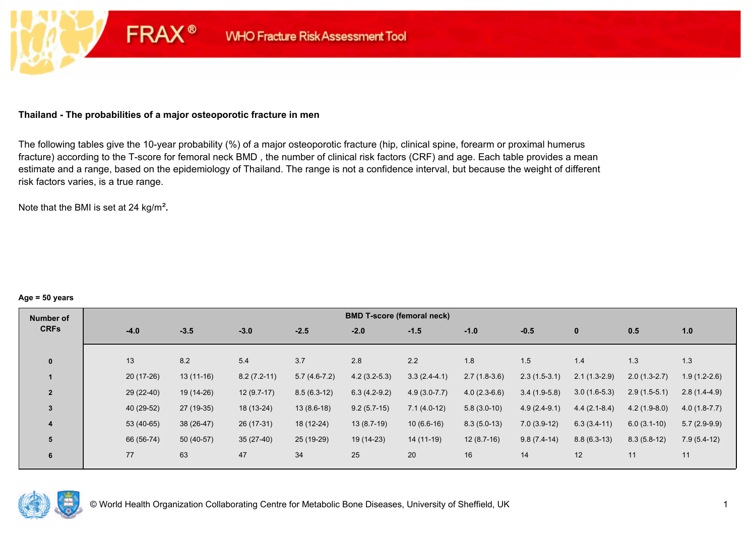FRAX® WHO Fracture Risk Assessment Tool

## Thailand - The probabilities of a major osteoporotic fracture in men

The following tables give the 10-year probability (%) of a major osteoporotic fracture (hip, clinical spine, forearm or proximal humerus fracture) according to the T-score for femoral neck BMD , the number of clinical risk factors (CRF) and age. Each table provides a mean estimate and a range, based on the epidemiology of Thailand. The range is not a confidence interval, but because the weight of different risk factors varies, is a true range.

Note that the BMI is set at 24 kg/m$^2$**.**

**Age = 50 years**

| Number of CRFs | BMD T-score (femoral neck) | | | | | | | | | | |
|---|---|---|---|---|---|---|---|---|---|---|---|
| | -4.0 | -3.5 | -3.0 | -2.5 | -2.0 | -1.5 | -1.0 | -0.5 | 0 | 0.5 | 1.0 |
| **0** | 13 | 8.2 | 5.4 | 3.7 | 2.8 | 2.2 | 1.8 | 1.5 | 1.4 | 1.3 | 1.3 |
| **1** | 20 (17-26) | 13 (11-16) | 8.2 (7.2-11) | 5.7 (4.6-7.2) | 4.2 (3.2-5.3) | 3.3 (2.4-4.1) | 2.7 (1.8-3.6) | 2.3 (1.5-3.1) | 2.1 (1.3-2.9) | 2.0 (1.3-2.7) | 1.9 (1.2-2.6) |
| **2** | 29 (22-40) | 19 (14-26) | 12 (9.7-17) | 8.5 (6.3-12) | 6.3 (4.2-9.2) | 4.9 (3.0-7.7) | 4.0 (2.3-6.6) | 3.4 (1.9-5.8) | 3.0 (1.6-5.3) | 2.9 (1.5-5.1) | 2.8 (1.4-4.9) |
| **3** | 40 (29-52) | 27 (19-35) | 18 (13-24) | 13 (8.6-18) | 9.2 (5.7-15) | 7.1 (4.0-12) | 5.8 (3.0-10) | 4.9 (2.4-9.1) | 4.4 (2.1-8.4) | 4.2 (1.9-8.0) | 4.0 (1.8-7.7) |
| **4** | 53 (40-65) | 38 (26-47) | 26 (17-31) | 18 (12-24) | 13 (8.7-19) | 10 (6.6-16) | 8.3 (5.0-13) | 7.0 (3.9-12) | 6.3 (3.4-11) | 6.0 (3.1-10) | 5.7 (2.9-9.9) |
| **5** | 66 (56-74) | 50 (40-57) | 35 (27-40) | 25 (19-29) | 19 (14-23) | 14 (11-19) | 12 (8.7-16) | 9.8 (7.4-14) | 8.8 (6.3-13) | 8.3 (5.8-12) | 7.9 (5.4-12) |
| **6** | 77 | 63 | 47 | 34 | 25 | 20 | 16 | 14 | 12 | 11 | 11 |

© World Health Organization Collaborating Centre for Metabolic Bone Diseases, University of Sheffield, UK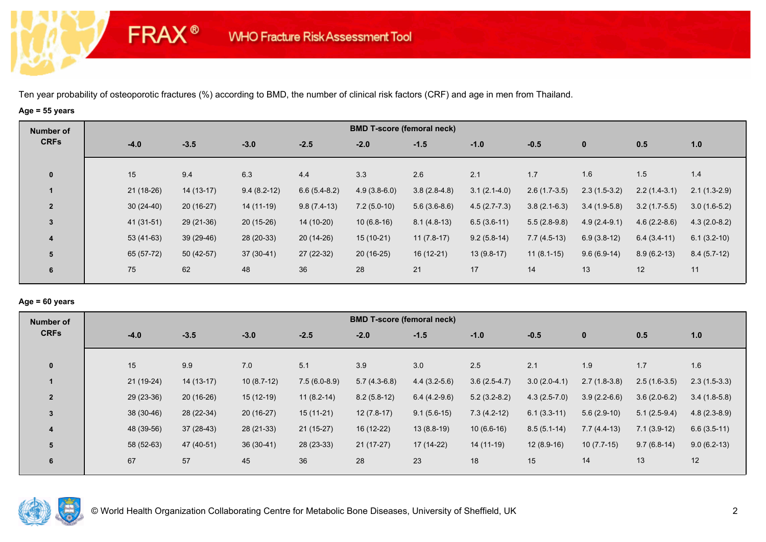Ten year probability of osteoporotic fractures (%) according to BMD, the number of clinical risk factors (CRF) and age in men from Thailand.

**Age = 55 years**

| Number of CRFs | BMD T-score (femoral neck) | | | | | | | | | | |
|---|---|---|---|---|---|---|---|---|---|---|---|
| | -4.0 | -3.5 | -3.0 | -2.5 | -2.0 | -1.5 | -1.0 | -0.5 | 0 | 0.5 | 1.0 |
| 0 | 15 | 9.4 | 6.3 | 4.4 | 3.3 | 2.6 | 2.1 | 1.7 | 1.6 | 1.5 | 1.4 |
| 1 | 21 (18-26) | 14 (13-17) | 9.4 (8.2-12) | 6.6 (5.4-8.2) | 4.9 (3.8-6.0) | 3.8 (2.8-4.8) | 3.1 (2.1-4.0) | 2.6 (1.7-3.5) | 2.3 (1.5-3.2) | 2.2 (1.4-3.1) | 2.1 (1.3-2.9) |
| 2 | 30 (24-40) | 20 (16-27) | 14 (11-19) | 9.8 (7.4-13) | 7.2 (5.0-10) | 5.6 (3.6-8.6) | 4.5 (2.7-7.3) | 3.8 (2.1-6.3) | 3.4 (1.9-5.8) | 3.2 (1.7-5.5) | 3.0 (1.6-5.2) |
| 3 | 41 (31-51) | 29 (21-36) | 20 (15-26) | 14 (10-20) | 10 (6.8-16) | 8.1 (4.8-13) | 6.5 (3.6-11) | 5.5 (2.8-9.8) | 4.9 (2.4-9.1) | 4.6 (2.2-8.6) | 4.3 (2.0-8.2) |
| 4 | 53 (41-63) | 39 (29-46) | 28 (20-33) | 20 (14-26) | 15 (10-21) | 11 (7.8-17) | 9.2 (5.8-14) | 7.7 (4.5-13) | 6.9 (3.8-12) | 6.4 (3.4-11) | 6.1 (3.2-10) |
| 5 | 65 (57-72) | 50 (42-57) | 37 (30-41) | 27 (22-32) | 20 (16-25) | 16 (12-21) | 13 (9.8-17) | 11 (8.1-15) | 9.6 (6.9-14) | 8.9 (6.2-13) | 8.4 (5.7-12) |
| 6 | 75 | 62 | 48 | 36 | 28 | 21 | 17 | 14 | 13 | 12 | 11 |

**Age = 60 years**

| Number of CRFs | BMD T-score (femoral neck) | | | | | | | | | | |
|---|---|---|---|---|---|---|---|---|---|---|---|
| | -4.0 | -3.5 | -3.0 | -2.5 | -2.0 | -1.5 | -1.0 | -0.5 | 0 | 0.5 | 1.0 |
| 0 | 15 | 9.9 | 7.0 | 5.1 | 3.9 | 3.0 | 2.5 | 2.1 | 1.9 | 1.7 | 1.6 |
| 1 | 21 (19-24) | 14 (13-17) | 10 (8.7-12) | 7.5 (6.0-8.9) | 5.7 (4.3-6.8) | 4.4 (3.2-5.6) | 3.6 (2.5-4.7) | 3.0 (2.0-4.1) | 2.7 (1.8-3.8) | 2.5 (1.6-3.5) | 2.3 (1.5-3.3) |
| 2 | 29 (23-36) | 20 (16-26) | 15 (12-19) | 11 (8.2-14) | 8.2 (5.8-12) | 6.4 (4.2-9.6) | 5.2 (3.2-8.2) | 4.3 (2.5-7.0) | 3.9 (2.2-6.6) | 3.6 (2.0-6.2) | 3.4 (1.8-5.8) |
| 3 | 38 (30-46) | 28 (22-34) | 20 (16-27) | 15 (11-21) | 12 (7.8-17) | 9.1 (5.6-15) | 7.3 (4.2-12) | 6.1 (3.3-11) | 5.6 (2.9-10) | 5.1 (2.5-9.4) | 4.8 (2.3-8.9) |
| 4 | 48 (39-56) | 37 (28-43) | 28 (21-33) | 21 (15-27) | 16 (12-22) | 13 (8.8-19) | 10 (6.6-16) | 8.5 (5.1-14) | 7.7 (4.4-13) | 7.1 (3.9-12) | 6.6 (3.5-11) |
| 5 | 58 (52-63) | 47 (40-51) | 36 (30-41) | 28 (23-33) | 21 (17-27) | 17 (14-22) | 14 (11-19) | 12 (8.9-16) | 10 (7.7-15) | 9.7 (6.8-14) | 9.0 (6.2-13) |
| 6 | 67 | 57 | 45 | 36 | 28 | 23 | 18 | 15 | 14 | 13 | 12 |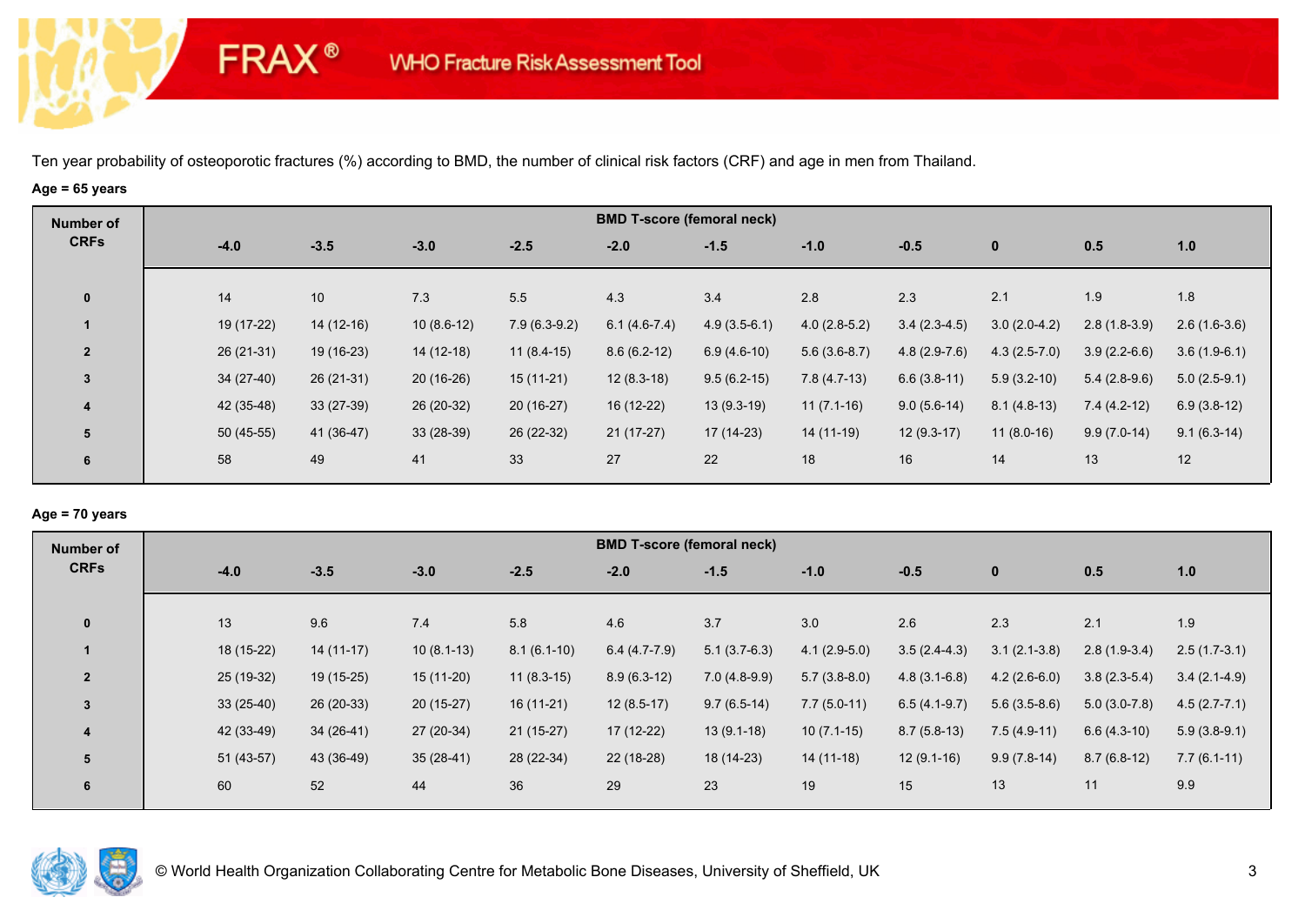Ten year probability of osteoporotic fractures (%) according to BMD, the number of clinical risk factors (CRF) and age in men from Thailand.

**Age = 65 years**

| Number of CRFs | BMD T-score (femoral neck) | | | | | | | | | | |
|---|---|---|---|---|---|---|---|---|---|---|---|
| | -4.0 | -3.5 | -3.0 | -2.5 | -2.0 | -1.5 | -1.0 | -0.5 | 0 | 0.5 | 1.0 |
| 0 | 14 | 10 | 7.3 | 5.5 | 4.3 | 3.4 | 2.8 | 2.3 | 2.1 | 1.9 | 1.8 |
| 1 | 19 (17-22) | 14 (12-16) | 10 (8.6-12) | 7.9 (6.3-9.2) | 6.1 (4.6-7.4) | 4.9 (3.5-6.1) | 4.0 (2.8-5.2) | 3.4 (2.3-4.5) | 3.0 (2.0-4.2) | 2.8 (1.8-3.9) | 2.6 (1.6-3.6) |
| 2 | 26 (21-31) | 19 (16-23) | 14 (12-18) | 11 (8.4-15) | 8.6 (6.2-12) | 6.9 (4.6-10) | 5.6 (3.6-8.7) | 4.8 (2.9-7.6) | 4.3 (2.5-7.0) | 3.9 (2.2-6.6) | 3.6 (1.9-6.1) |
| 3 | 34 (27-40) | 26 (21-31) | 20 (16-26) | 15 (11-21) | 12 (8.3-18) | 9.5 (6.2-15) | 7.8 (4.7-13) | 6.6 (3.8-11) | 5.9 (3.2-10) | 5.4 (2.8-9.6) | 5.0 (2.5-9.1) |
| 4 | 42 (35-48) | 33 (27-39) | 26 (20-32) | 20 (16-27) | 16 (12-22) | 13 (9.3-19) | 11 (7.1-16) | 9.0 (5.6-14) | 8.1 (4.8-13) | 7.4 (4.2-12) | 6.9 (3.8-12) |
| 5 | 50 (45-55) | 41 (36-47) | 33 (28-39) | 26 (22-32) | 21 (17-27) | 17 (14-23) | 14 (11-19) | 12 (9.3-17) | 11 (8.0-16) | 9.9 (7.0-14) | 9.1 (6.3-14) |
| 6 | 58 | 49 | 41 | 33 | 27 | 22 | 18 | 16 | 14 | 13 | 12 |

**Age = 70 years**

| Number of CRFs | BMD T-score (femoral neck) | | | | | | | | | | |
|---|---|---|---|---|---|---|---|---|---|---|---|
| | -4.0 | -3.5 | -3.0 | -2.5 | -2.0 | -1.5 | -1.0 | -0.5 | 0 | 0.5 | 1.0 |
| 0 | 13 | 9.6 | 7.4 | 5.8 | 4.6 | 3.7 | 3.0 | 2.6 | 2.3 | 2.1 | 1.9 |
| 1 | 18 (15-22) | 14 (11-17) | 10 (8.1-13) | 8.1 (6.1-10) | 6.4 (4.7-7.9) | 5.1 (3.7-6.3) | 4.1 (2.9-5.0) | 3.5 (2.4-4.3) | 3.1 (2.1-3.8) | 2.8 (1.9-3.4) | 2.5 (1.7-3.1) |
| 2 | 25 (19-32) | 19 (15-25) | 15 (11-20) | 11 (8.3-15) | 8.9 (6.3-12) | 7.0 (4.8-9.9) | 5.7 (3.8-8.0) | 4.8 (3.1-6.8) | 4.2 (2.6-6.0) | 3.8 (2.3-5.4) | 3.4 (2.1-4.9) |
| 3 | 33 (25-40) | 26 (20-33) | 20 (15-27) | 16 (11-21) | 12 (8.5-17) | 9.7 (6.5-14) | 7.7 (5.0-11) | 6.5 (4.1-9.7) | 5.6 (3.5-8.6) | 5.0 (3.0-7.8) | 4.5 (2.7-7.1) |
| 4 | 42 (33-49) | 34 (26-41) | 27 (20-34) | 21 (15-27) | 17 (12-22) | 13 (9.1-18) | 10 (7.1-15) | 8.7 (5.8-13) | 7.5 (4.9-11) | 6.6 (4.3-10) | 5.9 (3.8-9.1) |
| 5 | 51 (43-57) | 43 (36-49) | 35 (28-41) | 28 (22-34) | 22 (18-28) | 18 (14-23) | 14 (11-18) | 12 (9.1-16) | 9.9 (7.8-14) | 8.7 (6.8-12) | 7.7 (6.1-11) |
| 6 | 60 | 52 | 44 | 36 | 29 | 23 | 19 | 15 | 13 | 11 | 9.9 |

© World Health Organization Collaborating Centre for Metabolic Bone Diseases, University of Sheffield, UK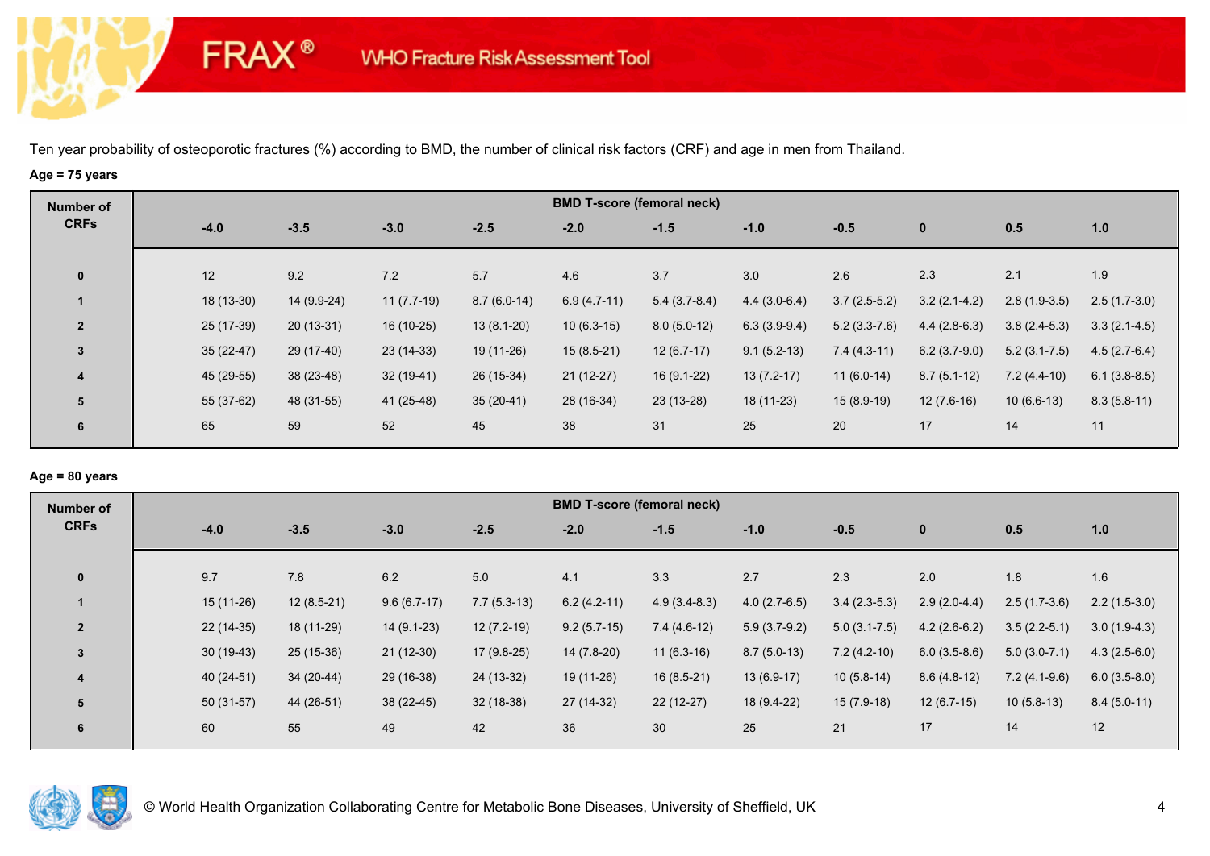Ten year probability of osteoporotic fractures (%) according to BMD, the number of clinical risk factors (CRF) and age in men from Thailand.

**Age = 75 years**

| Number of CRFs | BMD T-score (femoral neck) | | | | | | | | | | |
|---|---|---|---|---|---|---|---|---|---|---|---|
| | -4.0 | -3.5 | -3.0 | -2.5 | -2.0 | -1.5 | -1.0 | -0.5 | 0 | 0.5 | 1.0 |
| 0 | 12 | 9.2 | 7.2 | 5.7 | 4.6 | 3.7 | 3.0 | 2.6 | 2.3 | 2.1 | 1.9 |
| 1 | 18 (13-30) | 14 (9.9-24) | 11 (7.7-19) | 8.7 (6.0-14) | 6.9 (4.7-11) | 5.4 (3.7-8.4) | 4.4 (3.0-6.4) | 3.7 (2.5-5.2) | 3.2 (2.1-4.2) | 2.8 (1.9-3.5) | 2.5 (1.7-3.0) |
| 2 | 25 (17-39) | 20 (13-31) | 16 (10-25) | 13 (8.1-20) | 10 (6.3-15) | 8.0 (5.0-12) | 6.3 (3.9-9.4) | 5.2 (3.3-7.6) | 4.4 (2.8-6.3) | 3.8 (2.4-5.3) | 3.3 (2.1-4.5) |
| 3 | 35 (22-47) | 29 (17-40) | 23 (14-33) | 19 (11-26) | 15 (8.5-21) | 12 (6.7-17) | 9.1 (5.2-13) | 7.4 (4.3-11) | 6.2 (3.7-9.0) | 5.2 (3.1-7.5) | 4.5 (2.7-6.4) |
| 4 | 45 (29-55) | 38 (23-48) | 32 (19-41) | 26 (15-34) | 21 (12-27) | 16 (9.1-22) | 13 (7.2-17) | 11 (6.0-14) | 8.7 (5.1-12) | 7.2 (4.4-10) | 6.1 (3.8-8.5) |
| 5 | 55 (37-62) | 48 (31-55) | 41 (25-48) | 35 (20-41) | 28 (16-34) | 23 (13-28) | 18 (11-23) | 15 (8.9-19) | 12 (7.6-16) | 10 (6.6-13) | 8.3 (5.8-11) |
| 6 | 65 | 59 | 52 | 45 | 38 | 31 | 25 | 20 | 17 | 14 | 11 |

**Age = 80 years**

| Number of CRFs | BMD T-score (femoral neck) | | | | | | | | | | |
|---|---|---|---|---|---|---|---|---|---|---|---|
| | -4.0 | -3.5 | -3.0 | -2.5 | -2.0 | -1.5 | -1.0 | -0.5 | 0 | 0.5 | 1.0 |
| 0 | 9.7 | 7.8 | 6.2 | 5.0 | 4.1 | 3.3 | 2.7 | 2.3 | 2.0 | 1.8 | 1.6 |
| 1 | 15 (11-26) | 12 (8.5-21) | 9.6 (6.7-17) | 7.7 (5.3-13) | 6.2 (4.2-11) | 4.9 (3.4-8.3) | 4.0 (2.7-6.5) | 3.4 (2.3-5.3) | 2.9 (2.0-4.4) | 2.5 (1.7-3.6) | 2.2 (1.5-3.0) |
| 2 | 22 (14-35) | 18 (11-29) | 14 (9.1-23) | 12 (7.2-19) | 9.2 (5.7-15) | 7.4 (4.6-12) | 5.9 (3.7-9.2) | 5.0 (3.1-7.5) | 4.2 (2.6-6.2) | 3.5 (2.2-5.1) | 3.0 (1.9-4.3) |
| 3 | 30 (19-43) | 25 (15-36) | 21 (12-30) | 17 (9.8-25) | 14 (7.8-20) | 11 (6.3-16) | 8.7 (5.0-13) | 7.2 (4.2-10) | 6.0 (3.5-8.6) | 5.0 (3.0-7.1) | 4.3 (2.5-6.0) |
| 4 | 40 (24-51) | 34 (20-44) | 29 (16-38) | 24 (13-32) | 19 (11-26) | 16 (8.5-21) | 13 (6.9-17) | 10 (5.8-14) | 8.6 (4.8-12) | 7.2 (4.1-9.6) | 6.0 (3.5-8.0) |
| 5 | 50 (31-57) | 44 (26-51) | 38 (22-45) | 32 (18-38) | 27 (14-32) | 22 (12-27) | 18 (9.4-22) | 15 (7.9-18) | 12 (6.7-15) | 10 (5.8-13) | 8.4 (5.0-11) |
| 6 | 60 | 55 | 49 | 42 | 36 | 30 | 25 | 21 | 17 | 14 | 12 |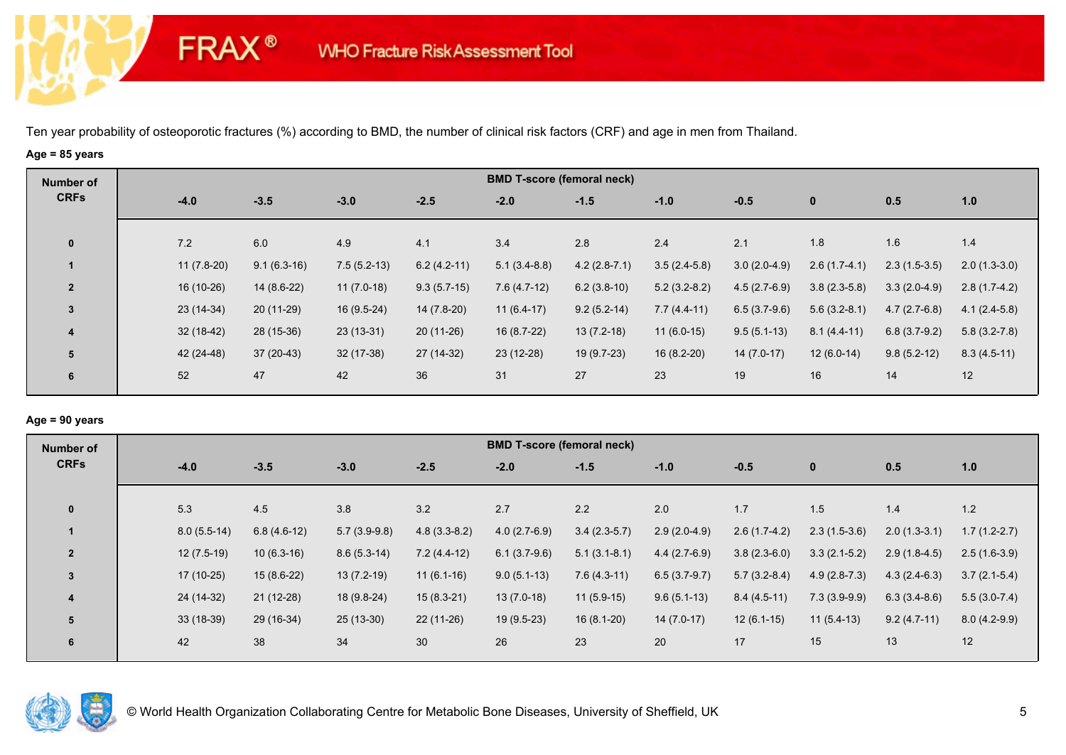Ten year probability of osteoporotic fractures (%) according to BMD, the number of clinical risk factors (CRF) and age in men from Thailand.

**Age = 85 years**

| Number of CRFs | BMD T-score (femoral neck) | | | | | | | | | | |
|---|---|---|---|---|---|---|---|---|---|---|---|
| | -4.0 | -3.5 | -3.0 | -2.5 | -2.0 | -1.5 | -1.0 | -0.5 | 0 | 0.5 | 1.0 |
| 0 | 7.2 | 6.0 | 4.9 | 4.1 | 3.4 | 2.8 | 2.4 | 2.1 | 1.8 | 1.6 | 1.4 |
| 1 | 11 (7.8-20) | 9.1 (6.3-16) | 7.5 (5.2-13) | 6.2 (4.2-11) | 5.1 (3.4-8.8) | 4.2 (2.8-7.1) | 3.5 (2.4-5.8) | 3.0 (2.0-4.9) | 2.6 (1.7-4.1) | 2.3 (1.5-3.5) | 2.0 (1.3-3.0) |
| 2 | 16 (10-26) | 14 (8.6-22) | 11 (7.0-18) | 9.3 (5.7-15) | 7.6 (4.7-12) | 6.2 (3.8-10) | 5.2 (3.2-8.2) | 4.5 (2.7-6.9) | 3.8 (2.3-5.8) | 3.3 (2.0-4.9) | 2.8 (1.7-4.2) |
| 3 | 23 (14-34) | 20 (11-29) | 16 (9.5-24) | 14 (7.8-20) | 11 (6.4-17) | 9.2 (5.2-14) | 7.7 (4.4-11) | 6.5 (3.7-9.6) | 5.6 (3.2-8.1) | 4.7 (2.7-6.8) | 4.1 (2.4-5.8) |
| 4 | 32 (18-42) | 28 (15-36) | 23 (13-31) | 20 (11-26) | 16 (8.7-22) | 13 (7.2-18) | 11 (6.0-15) | 9.5 (5.1-13) | 8.1 (4.4-11) | 6.8 (3.7-9.2) | 5.8 (3.2-7.8) |
| 5 | 42 (24-48) | 37 (20-43) | 32 (17-38) | 27 (14-32) | 23 (12-28) | 19 (9.7-23) | 16 (8.2-20) | 14 (7.0-17) | 12 (6.0-14) | 9.8 (5.2-12) | 8.3 (4.5-11) |
| 6 | 52 | 47 | 42 | 36 | 31 | 27 | 23 | 19 | 16 | 14 | 12 |

**Age = 90 years**

| Number of CRFs | BMD T-score (femoral neck) | | | | | | | | | | |
|---|---|---|---|---|---|---|---|---|---|---|---|
| | -4.0 | -3.5 | -3.0 | -2.5 | -2.0 | -1.5 | -1.0 | -0.5 | 0 | 0.5 | 1.0 |
| 0 | 5.3 | 4.5 | 3.8 | 3.2 | 2.7 | 2.2 | 2.0 | 1.7 | 1.5 | 1.4 | 1.2 |
| 1 | 8.0 (5.5-14) | 6.8 (4.6-12) | 5.7 (3.9-9.8) | 4.8 (3.3-8.2) | 4.0 (2.7-6.9) | 3.4 (2.3-5.7) | 2.9 (2.0-4.9) | 2.6 (1.7-4.2) | 2.3 (1.5-3.6) | 2.0 (1.3-3.1) | 1.7 (1.2-2.7) |
| 2 | 12 (7.5-19) | 10 (6.3-16) | 8.6 (5.3-14) | 7.2 (4.4-12) | 6.1 (3.7-9.6) | 5.1 (3.1-8.1) | 4.4 (2.7-6.9) | 3.8 (2.3-6.0) | 3.3 (2.1-5.2) | 2.9 (1.8-4.5) | 2.5 (1.6-3.9) |
| 3 | 17 (10-25) | 15 (8.6-22) | 13 (7.2-19) | 11 (6.1-16) | 9.0 (5.1-13) | 7.6 (4.3-11) | 6.5 (3.7-9.7) | 5.7 (3.2-8.4) | 4.9 (2.8-7.3) | 4.3 (2.4-6.3) | 3.7 (2.1-5.4) |
| 4 | 24 (14-32) | 21 (12-28) | 18 (9.8-24) | 15 (8.3-21) | 13 (7.0-18) | 11 (5.9-15) | 9.6 (5.1-13) | 8.4 (4.5-11) | 7.3 (3.9-9.9) | 6.3 (3.4-8.6) | 5.5 (3.0-7.4) |
| 5 | 33 (18-39) | 29 (16-34) | 25 (13-30) | 22 (11-26) | 19 (9.5-23) | 16 (8.1-20) | 14 (7.0-17) | 12 (6.1-15) | 11 (5.4-13) | 9.2 (4.7-11) | 8.0 (4.2-9.9) |
| 6 | 42 | 38 | 34 | 30 | 26 | 23 | 20 | 17 | 15 | 13 | 12 |

© World Health Organization Collaborating Centre for Metabolic Bone Diseases, University of Sheffield, UK